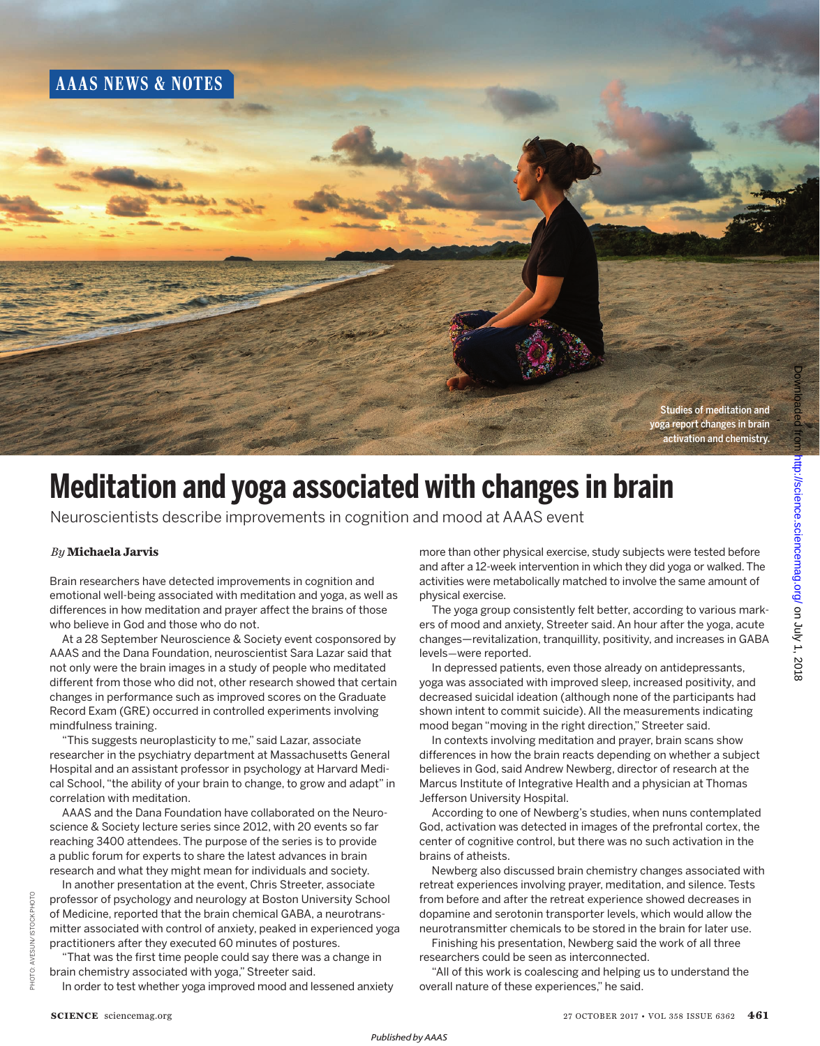AAAS NEWS & NOTES

Studies of meditation and yoga report changes in brain activation and chemistry.

# Meditation and yoga associated with changes in brain

Neuroscientists describe improvements in cognition and mood at AAAS event

*By* **Michaela Jarvis**

Brain researchers have detected improvements in cognition and emotional well-being associated with meditation and yoga, as well as differences in how meditation and prayer affect the brains of those who believe in God and those who do not.

At a 28 September Neuroscience & Society event cosponsored by AAAS and the Dana Foundation, neuroscientist Sara Lazar said that not only were the brain images in a study of people who meditated different from those who did not, other research showed that certain changes in performance such as improved scores on the Graduate Record Exam (GRE) occurred in controlled experiments involving mindfulness training.

"This suggests neuroplasticity to me," said Lazar, associate researcher in the psychiatry department at Massachusetts General Hospital and an assistant professor in psychology at Harvard Medical School, "the ability of your brain to change, to grow and adapt" in correlation with meditation.

AAAS and the Dana Foundation have collaborated on the Neuroscience & Society lecture series since 2012, with 20 events so far reaching 3400 attendees. The purpose of the series is to provide a public forum for experts to share the latest advances in brain research and what they might mean for individuals and society.

In another presentation at the event, Chris Streeter, associate professor of psychology and neurology at Boston University School of Medicine, reported that the brain chemical GABA, a neurotransmitter associated with control of anxiety, peaked in experienced yoga practitioners after they executed 60 minutes of postures.

"That was the first time people could say there was a change in brain chemistry associated with yoga," Streeter said.

In order to test whether yoga improved mood and lessened anxiety more than other physical exercise, study subjects were tested before and after a 12-week intervention in which they did yoga or walked. The activities were metabolically matched to involve the same amount of physical exercise.

The yoga group consistently felt better, according to various markers of mood and anxiety, Streeter said. An hour after the yoga, acute changes—revitalization, tranquillity, positivity, and increases in GABA levels—were reported.

In depressed patients, even those already on antidepressants, yoga was associated with improved sleep, increased positivity, and decreased suicidal ideation (although none of the participants had shown intent to commit suicide). All the measurements indicating mood began "moving in the right direction," Streeter said.

In contexts involving meditation and prayer, brain scans show differences in how the brain reacts depending on whether a subject believes in God, said Andrew Newberg, director of research at the Marcus Institute of Integrative Health and a physician at Thomas Jefferson University Hospital.

According to one of Newberg's studies, when nuns contemplated God, activation was detected in images of the prefrontal cortex, the center of cognitive control, but there was no such activation in the brains of atheists.

Newberg also discussed brain chemistry changes associated with retreat experiences involving prayer, meditation, and silence. Tests from before and after the retreat experience showed decreases in dopamine and serotonin transporter levels, which would allow the neurotransmitter chemicals to be stored in the brain for later use.

Finishing his presentation, Newberg said the work of all three researchers could be seen as interconnected.

"All of this work is coalescing and helping us to understand the overall nature of these experiences," he said.

PHOTO: AVESUN/ISTOCKPHOTO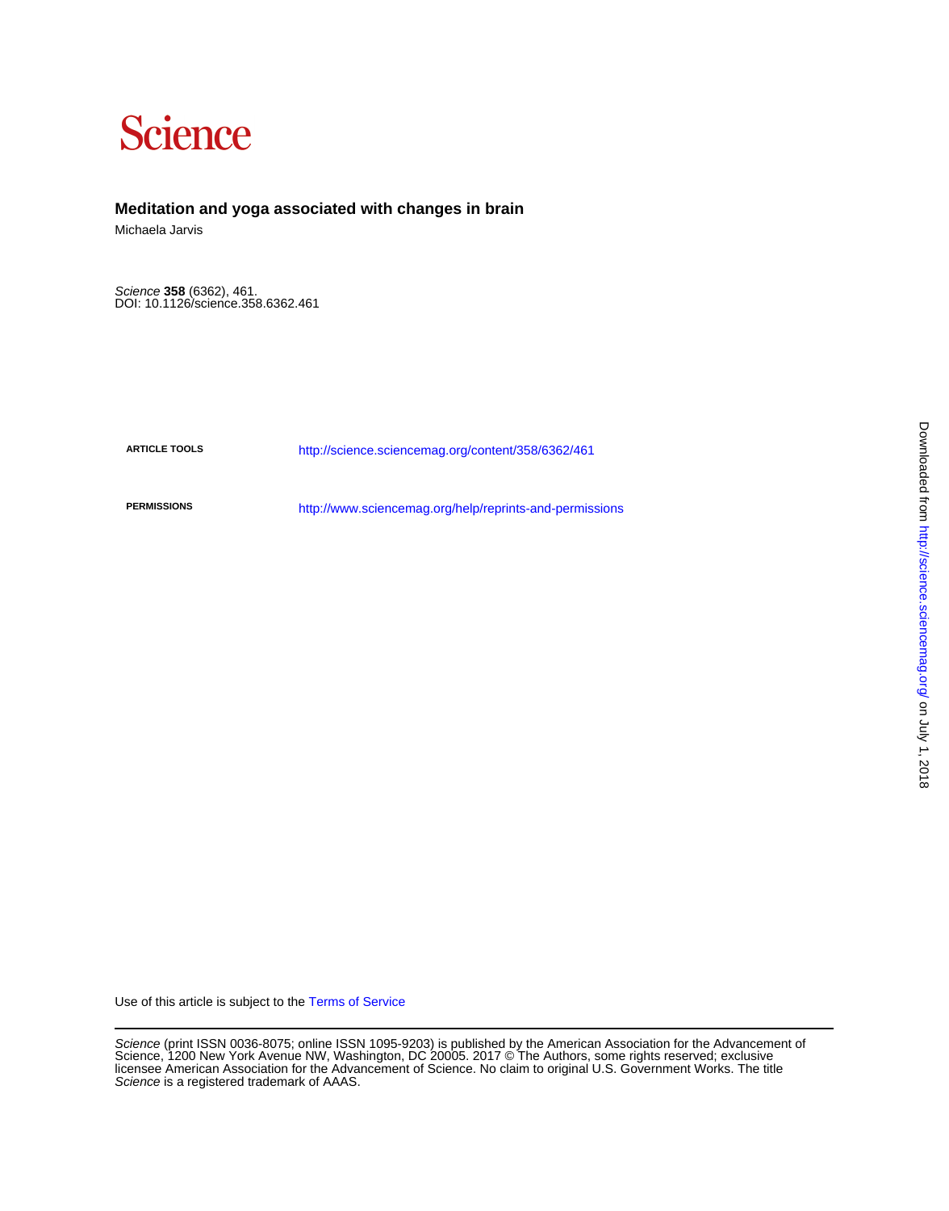# Science

## Meditation and yoga associated with changes in brain

Michaela Jarvis

*Science* **358** (6362), 461.
DOI: 10.1126/science.358.6362.461

**ARTICLE TOOLS** http://science.sciencemag.org/content/358/6362/461

**PERMISSIONS** http://www.sciencemag.org/help/reprints-and-permissions

Use of this article is subject to the Terms of Service

*Science* (print ISSN 0036-8075; online ISSN 1095-9203) is published by the American Association for the Advancement of Science, 1200 New York Avenue NW, Washington, DC 20005. 2017 © The Authors, some rights reserved; exclusive licensee American Association for the Advancement of Science. No claim to original U.S. Government Works. The title *Science* is a registered trademark of AAAS.

Downloaded from http://science.sciencemag.org/ on July 1, 2018